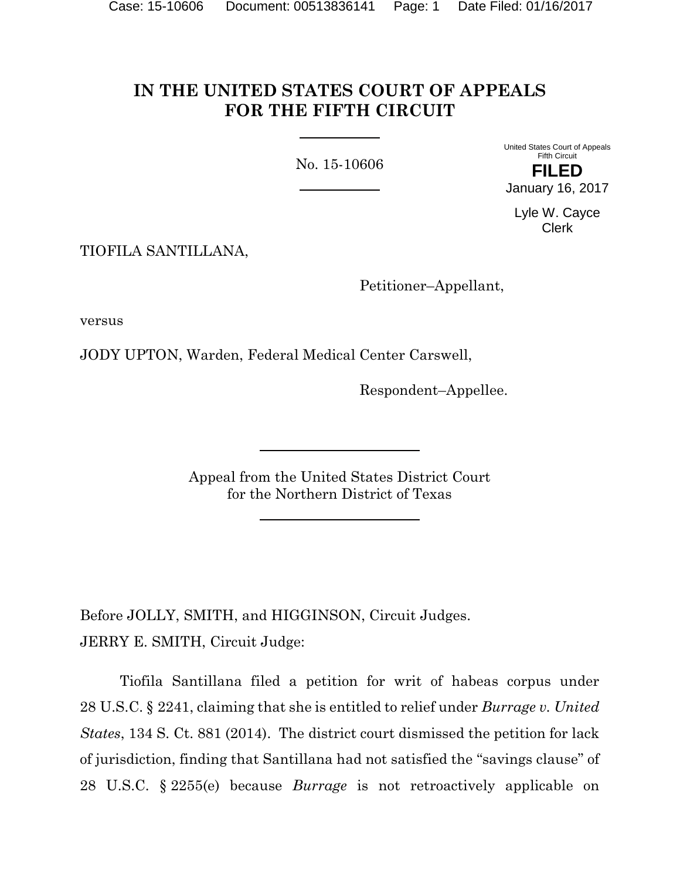# IN THE UNITED STATES COURT OF APPEALS FOR THE FIFTH CIRCUIT

No. 15-10606

United States Court of Appeals
Fifth Circuit

**FILED**

January 16, 2017

Lyle W. Cayce
Clerk

TIOFILA SANTILLANA,

Petitioner–Appellant,

versus

JODY UPTON, Warden, Federal Medical Center Carswell,

Respondent–Appellee.

Appeal from the United States District Court
for the Northern District of Texas

Before JOLLY, SMITH, and HIGGINSON, Circuit Judges.

JERRY E. SMITH, Circuit Judge:

Tiofila Santillana filed a petition for writ of habeas corpus under 28 U.S.C. § 2241, claiming that she is entitled to relief under *Burrage v. United States*, 134 S. Ct. 881 (2014). The district court dismissed the petition for lack of jurisdiction, finding that Santillana had not satisfied the "savings clause" of 28 U.S.C. § 2255(e) because *Burrage* is not retroactively applicable on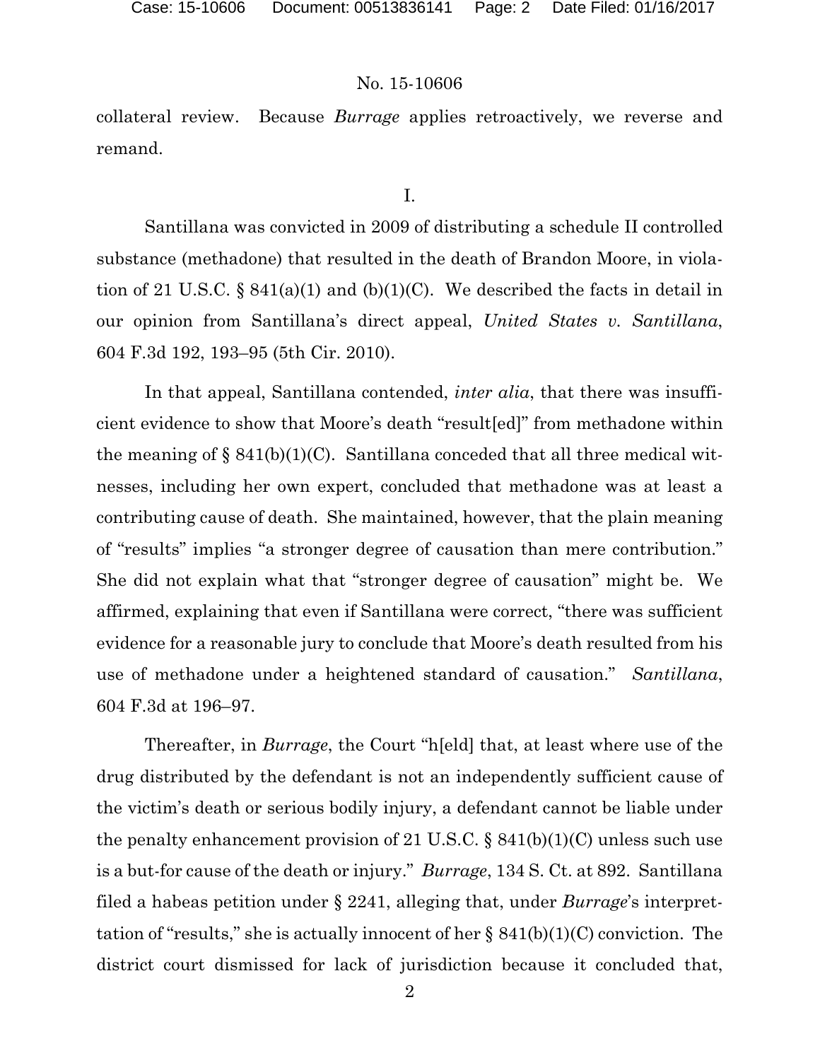collateral review. Because *Burrage* applies retroactively, we reverse and remand.

I.

Santillana was convicted in 2009 of distributing a schedule II controlled substance (methadone) that resulted in the death of Brandon Moore, in violation of 21 U.S.C. § 841(a)(1) and (b)(1)(C). We described the facts in detail in our opinion from Santillana's direct appeal, *United States v. Santillana*, 604 F.3d 192, 193–95 (5th Cir. 2010).

In that appeal, Santillana contended, *inter alia*, that there was insufficient evidence to show that Moore's death "result[ed]" from methadone within the meaning of § 841(b)(1)(C). Santillana conceded that all three medical witnesses, including her own expert, concluded that methadone was at least a contributing cause of death. She maintained, however, that the plain meaning of "results" implies "a stronger degree of causation than mere contribution." She did not explain what that "stronger degree of causation" might be. We affirmed, explaining that even if Santillana were correct, "there was sufficient evidence for a reasonable jury to conclude that Moore's death resulted from his use of methadone under a heightened standard of causation." *Santillana*, 604 F.3d at 196–97.

Thereafter, in *Burrage*, the Court "h[eld] that, at least where use of the drug distributed by the defendant is not an independently sufficient cause of the victim's death or serious bodily injury, a defendant cannot be liable under the penalty enhancement provision of 21 U.S.C. § 841(b)(1)(C) unless such use is a but-for cause of the death or injury." *Burrage*, 134 S. Ct. at 892. Santillana filed a habeas petition under § 2241, alleging that, under *Burrage*'s interpretation of "results," she is actually innocent of her § 841(b)(1)(C) conviction. The district court dismissed for lack of jurisdiction because it concluded that,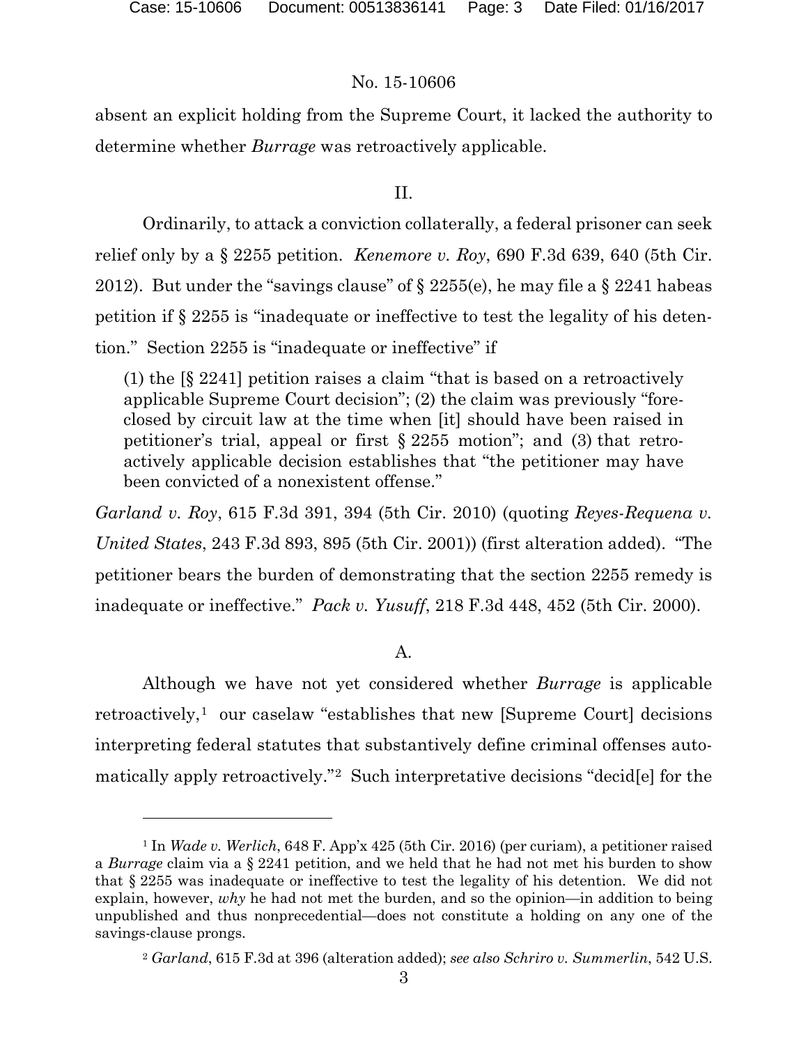absent an explicit holding from the Supreme Court, it lacked the authority to determine whether *Burrage* was retroactively applicable.

## II.

Ordinarily, to attack a conviction collaterally, a federal prisoner can seek relief only by a § 2255 petition. *Kenemore v. Roy*, 690 F.3d 639, 640 (5th Cir. 2012). But under the "savings clause" of § 2255(e), he may file a § 2241 habeas petition if § 2255 is "inadequate or ineffective to test the legality of his detention." Section 2255 is "inadequate or ineffective" if

> (1) the [§ 2241] petition raises a claim "that is based on a retroactively applicable Supreme Court decision"; (2) the claim was previously "foreclosed by circuit law at the time when [it] should have been raised in petitioner's trial, appeal or first § 2255 motion"; and (3) that retroactively applicable decision establishes that "the petitioner may have been convicted of a nonexistent offense."

*Garland v. Roy*, 615 F.3d 391, 394 (5th Cir. 2010) (quoting *Reyes-Requena v. United States*, 243 F.3d 893, 895 (5th Cir. 2001)) (first alteration added). "The petitioner bears the burden of demonstrating that the section 2255 remedy is inadequate or ineffective." *Pack v. Yusuff*, 218 F.3d 448, 452 (5th Cir. 2000).

### A.

Although we have not yet considered whether *Burrage* is applicable retroactively,[1] our caselaw "establishes that new [Supreme Court] decisions interpreting federal statutes that substantively define criminal offenses automatically apply retroactively."[2] Such interpretative decisions "decid[e] for the

---

[1] In *Wade v. Werlich*, 648 F. App'x 425 (5th Cir. 2016) (per curiam), a petitioner raised a *Burrage* claim via a § 2241 petition, and we held that he had not met his burden to show that § 2255 was inadequate or ineffective to test the legality of his detention. We did not explain, however, *why* he had not met the burden, and so the opinion—in addition to being unpublished and thus nonprecedential—does not constitute a holding on any one of the savings-clause prongs.

[2] *Garland*, 615 F.3d at 396 (alteration added); *see also Schriro v. Summerlin*, 542 U.S.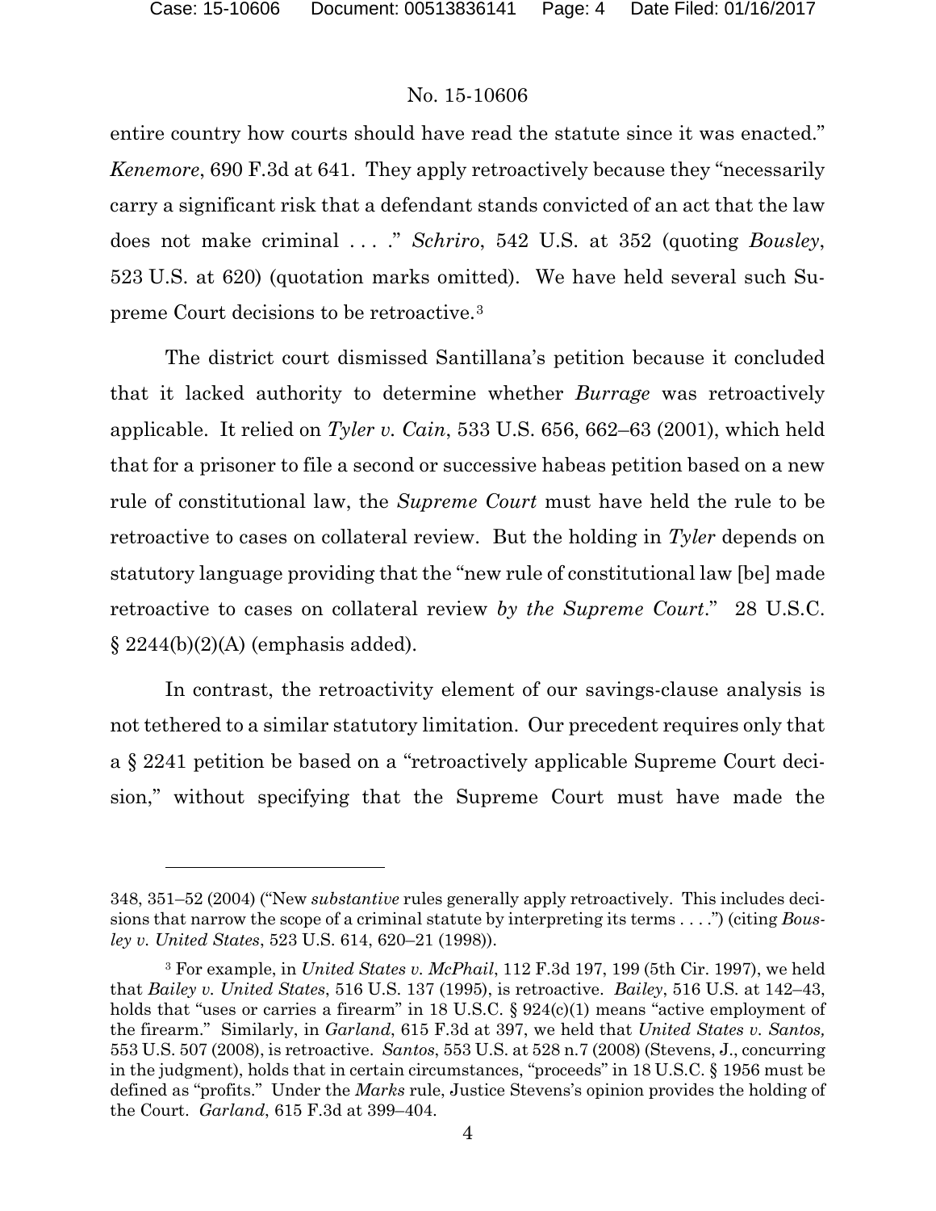entire country how courts should have read the statute since it was enacted." *Kenemore*, 690 F.3d at 641. They apply retroactively because they "necessarily carry a significant risk that a defendant stands convicted of an act that the law does not make criminal . . . ." *Schriro*, 542 U.S. at 352 (quoting *Bousley*, 523 U.S. at 620) (quotation marks omitted). We have held several such Supreme Court decisions to be retroactive.[3]

The district court dismissed Santillana's petition because it concluded that it lacked authority to determine whether *Burrage* was retroactively applicable. It relied on *Tyler v. Cain*, 533 U.S. 656, 662–63 (2001), which held that for a prisoner to file a second or successive habeas petition based on a new rule of constitutional law, the *Supreme Court* must have held the rule to be retroactive to cases on collateral review. But the holding in *Tyler* depends on statutory language providing that the "new rule of constitutional law [be] made retroactive to cases on collateral review *by the Supreme Court*." 28 U.S.C. § 2244(b)(2)(A) (emphasis added).

In contrast, the retroactivity element of our savings-clause analysis is not tethered to a similar statutory limitation. Our precedent requires only that a § 2241 petition be based on a "retroactively applicable Supreme Court decision," without specifying that the Supreme Court must have made the

---

348, 351–52 (2004) ("New *substantive* rules generally apply retroactively. This includes decisions that narrow the scope of a criminal statute by interpreting its terms . . . .") (citing *Bousley v. United States*, 523 U.S. 614, 620–21 (1998)).

[3] For example, in *United States v. McPhail*, 112 F.3d 197, 199 (5th Cir. 1997), we held that *Bailey v. United States*, 516 U.S. 137 (1995), is retroactive. *Bailey*, 516 U.S. at 142–43, holds that "uses or carries a firearm" in 18 U.S.C. § 924(c)(1) means "active employment of the firearm." Similarly, in *Garland*, 615 F.3d at 397, we held that *United States v. Santos,* 553 U.S. 507 (2008), is retroactive. *Santos*, 553 U.S. at 528 n.7 (2008) (Stevens, J., concurring in the judgment), holds that in certain circumstances, "proceeds" in 18 U.S.C. § 1956 must be defined as "profits." Under the *Marks* rule, Justice Stevens's opinion provides the holding of the Court. *Garland*, 615 F.3d at 399–404.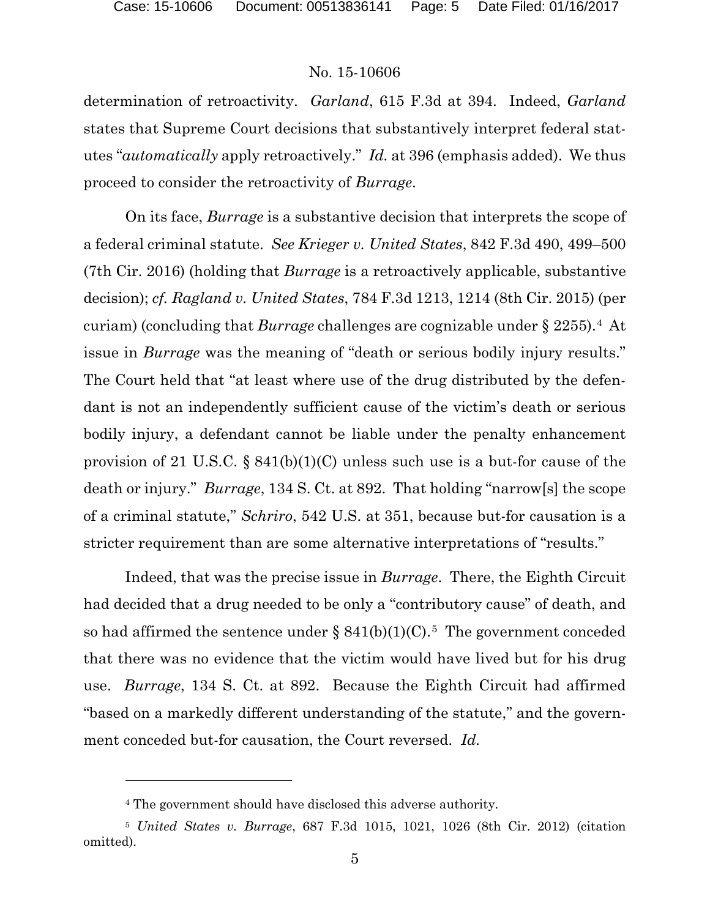determination of retroactivity. *Garland*, 615 F.3d at 394. Indeed, *Garland* states that Supreme Court decisions that substantively interpret federal statutes "*automatically* apply retroactively." *Id.* at 396 (emphasis added). We thus proceed to consider the retroactivity of *Burrage*.

On its face, *Burrage* is a substantive decision that interprets the scope of a federal criminal statute. *See Krieger v. United States*, 842 F.3d 490, 499–500 (7th Cir. 2016) (holding that *Burrage* is a retroactively applicable, substantive decision); *cf. Ragland v. United States*, 784 F.3d 1213, 1214 (8th Cir. 2015) (per curiam) (concluding that *Burrage* challenges are cognizable under § 2255).[4] At issue in *Burrage* was the meaning of "death or serious bodily injury results." The Court held that "at least where use of the drug distributed by the defendant is not an independently sufficient cause of the victim's death or serious bodily injury, a defendant cannot be liable under the penalty enhancement provision of 21 U.S.C. § 841(b)(1)(C) unless such use is a but-for cause of the death or injury." *Burrage*, 134 S. Ct. at 892. That holding "narrow[s] the scope of a criminal statute," *Schriro*, 542 U.S. at 351, because but-for causation is a stricter requirement than are some alternative interpretations of "results."

Indeed, that was the precise issue in *Burrage*. There, the Eighth Circuit had decided that a drug needed to be only a "contributory cause" of death, and so had affirmed the sentence under § 841(b)(1)(C).[5] The government conceded that there was no evidence that the victim would have lived but for his drug use. *Burrage*, 134 S. Ct. at 892. Because the Eighth Circuit had affirmed "based on a markedly different understanding of the statute," and the government conceded but-for causation, the Court reversed. *Id.*

---

[4] The government should have disclosed this adverse authority.

[5] *United States v. Burrage*, 687 F.3d 1015, 1021, 1026 (8th Cir. 2012) (citation omitted).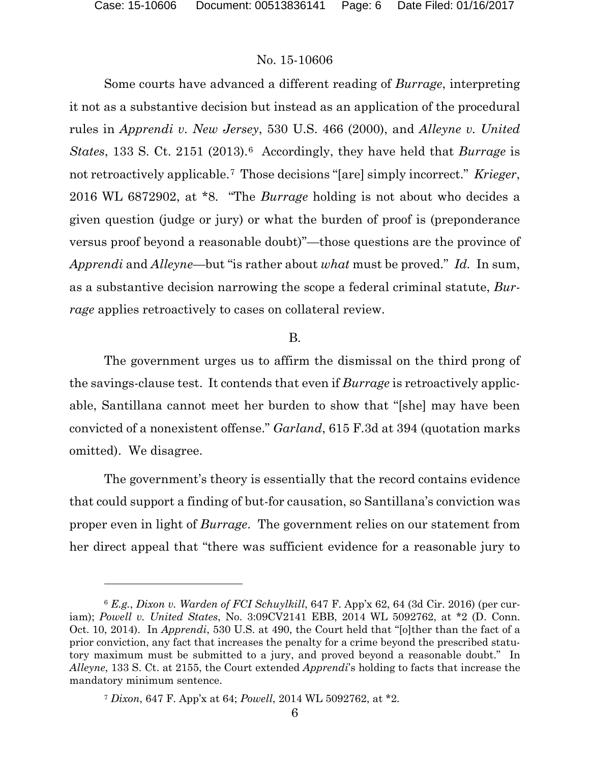Some courts have advanced a different reading of *Burrage*, interpreting it not as a substantive decision but instead as an application of the procedural rules in *Apprendi v. New Jersey*, 530 U.S. 466 (2000), and *Alleyne v. United States*, 133 S. Ct. 2151 (2013).[6] Accordingly, they have held that *Burrage* is not retroactively applicable.[7] Those decisions "[are] simply incorrect." *Krieger*, 2016 WL 6872902, at *8. "The *Burrage* holding is not about who decides a given question (judge or jury) or what the burden of proof is (preponderance versus proof beyond a reasonable doubt)"—those questions are the province of *Apprendi* and *Alleyne*—but "is rather about *what* must be proved." *Id.* In sum, as a substantive decision narrowing the scope a federal criminal statute, *Burrage* applies retroactively to cases on collateral review.

B.

The government urges us to affirm the dismissal on the third prong of the savings-clause test. It contends that even if *Burrage* is retroactively applicable, Santillana cannot meet her burden to show that "[she] may have been convicted of a nonexistent offense." *Garland*, 615 F.3d at 394 (quotation marks omitted). We disagree.

The government's theory is essentially that the record contains evidence that could support a finding of but-for causation, so Santillana's conviction was proper even in light of *Burrage*. The government relies on our statement from her direct appeal that "there was sufficient evidence for a reasonable jury to

---

[6] *E.g.*, *Dixon v. Warden of FCI Schuylkill*, 647 F. App'x 62, 64 (3d Cir. 2016) (per curiam); *Powell v. United States*, No. 3:09CV2141 EBB, 2014 WL 5092762, at *2 (D. Conn. Oct. 10, 2014). In *Apprendi*, 530 U.S. at 490, the Court held that "[o]ther than the fact of a prior conviction, any fact that increases the penalty for a crime beyond the prescribed statutory maximum must be submitted to a jury, and proved beyond a reasonable doubt." In *Alleyne*, 133 S. Ct. at 2155, the Court extended *Apprendi*'s holding to facts that increase the mandatory minimum sentence.

[7] *Dixon*, 647 F. App'x at 64; *Powell*, 2014 WL 5092762, at *2.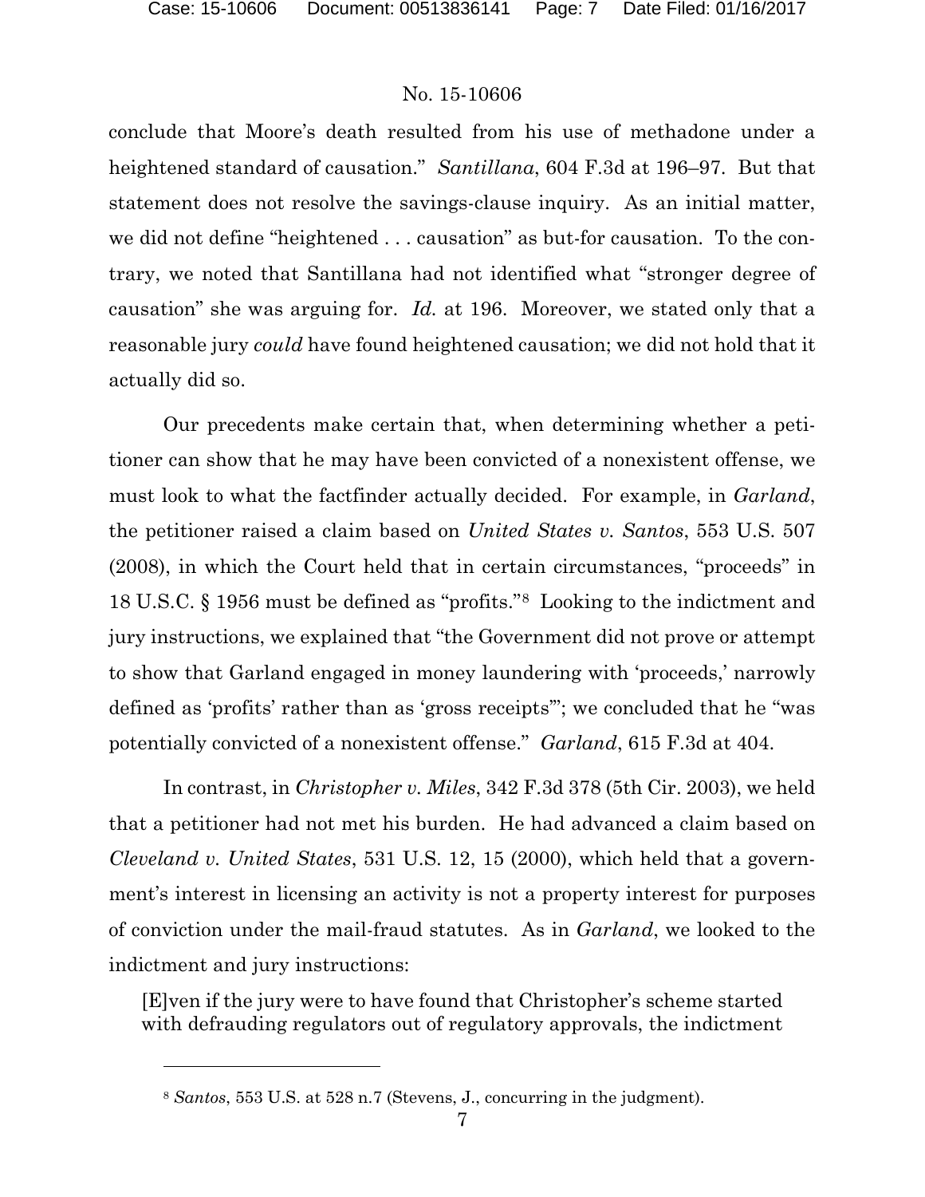conclude that Moore's death resulted from his use of methadone under a heightened standard of causation." *Santillana*, 604 F.3d at 196–97. But that statement does not resolve the savings-clause inquiry. As an initial matter, we did not define "heightened . . . causation" as but-for causation. To the contrary, we noted that Santillana had not identified what "stronger degree of causation" she was arguing for. *Id.* at 196. Moreover, we stated only that a reasonable jury *could* have found heightened causation; we did not hold that it actually did so.

Our precedents make certain that, when determining whether a petitioner can show that he may have been convicted of a nonexistent offense, we must look to what the factfinder actually decided. For example, in *Garland*, the petitioner raised a claim based on *United States v. Santos*, 553 U.S. 507 (2008), in which the Court held that in certain circumstances, "proceeds" in 18 U.S.C. § 1956 must be defined as "profits."[8] Looking to the indictment and jury instructions, we explained that "the Government did not prove or attempt to show that Garland engaged in money laundering with 'proceeds,' narrowly defined as 'profits' rather than as 'gross receipts'"; we concluded that he "was potentially convicted of a nonexistent offense." *Garland*, 615 F.3d at 404.

In contrast, in *Christopher v. Miles*, 342 F.3d 378 (5th Cir. 2003), we held that a petitioner had not met his burden. He had advanced a claim based on *Cleveland v. United States*, 531 U.S. 12, 15 (2000), which held that a government's interest in licensing an activity is not a property interest for purposes of conviction under the mail-fraud statutes. As in *Garland*, we looked to the indictment and jury instructions:

> [E]ven if the jury were to have found that Christopher's scheme started with defrauding regulators out of regulatory approvals, the indictment

---

[8] *Santos*, 553 U.S. at 528 n.7 (Stevens, J., concurring in the judgment).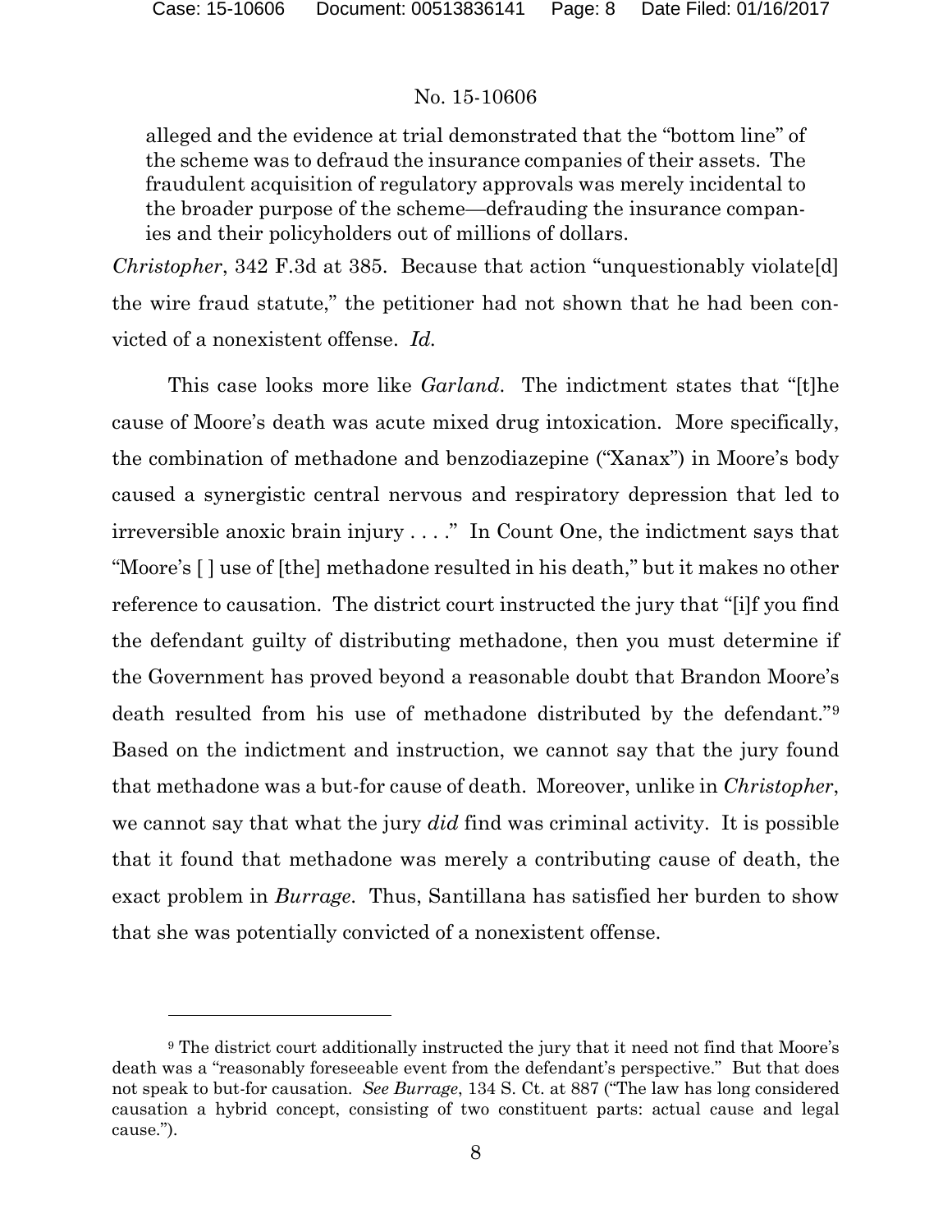> alleged and the evidence at trial demonstrated that the "bottom line" of the scheme was to defraud the insurance companies of their assets. The fraudulent acquisition of regulatory approvals was merely incidental to the broader purpose of the scheme—defrauding the insurance companies and their policyholders out of millions of dollars.

*Christopher*, 342 F.3d at 385. Because that action "unquestionably violate[d] the wire fraud statute," the petitioner had not shown that he had been convicted of a nonexistent offense. *Id.*

This case looks more like *Garland*. The indictment states that "[t]he cause of Moore's death was acute mixed drug intoxication. More specifically, the combination of methadone and benzodiazepine ("Xanax") in Moore's body caused a synergistic central nervous and respiratory depression that led to irreversible anoxic brain injury . . . ." In Count One, the indictment says that "Moore's [ ] use of [the] methadone resulted in his death," but it makes no other reference to causation. The district court instructed the jury that "[i]f you find the defendant guilty of distributing methadone, then you must determine if the Government has proved beyond a reasonable doubt that Brandon Moore's death resulted from his use of methadone distributed by the defendant."[9] Based on the indictment and instruction, we cannot say that the jury found that methadone was a but-for cause of death. Moreover, unlike in *Christopher*, we cannot say that what the jury *did* find was criminal activity. It is possible that it found that methadone was merely a contributing cause of death, the exact problem in *Burrage*. Thus, Santillana has satisfied her burden to show that she was potentially convicted of a nonexistent offense.

---

[9] The district court additionally instructed the jury that it need not find that Moore's death was a "reasonably foreseeable event from the defendant's perspective." But that does not speak to but-for causation. *See Burrage*, 134 S. Ct. at 887 ("The law has long considered causation a hybrid concept, consisting of two constituent parts: actual cause and legal cause.").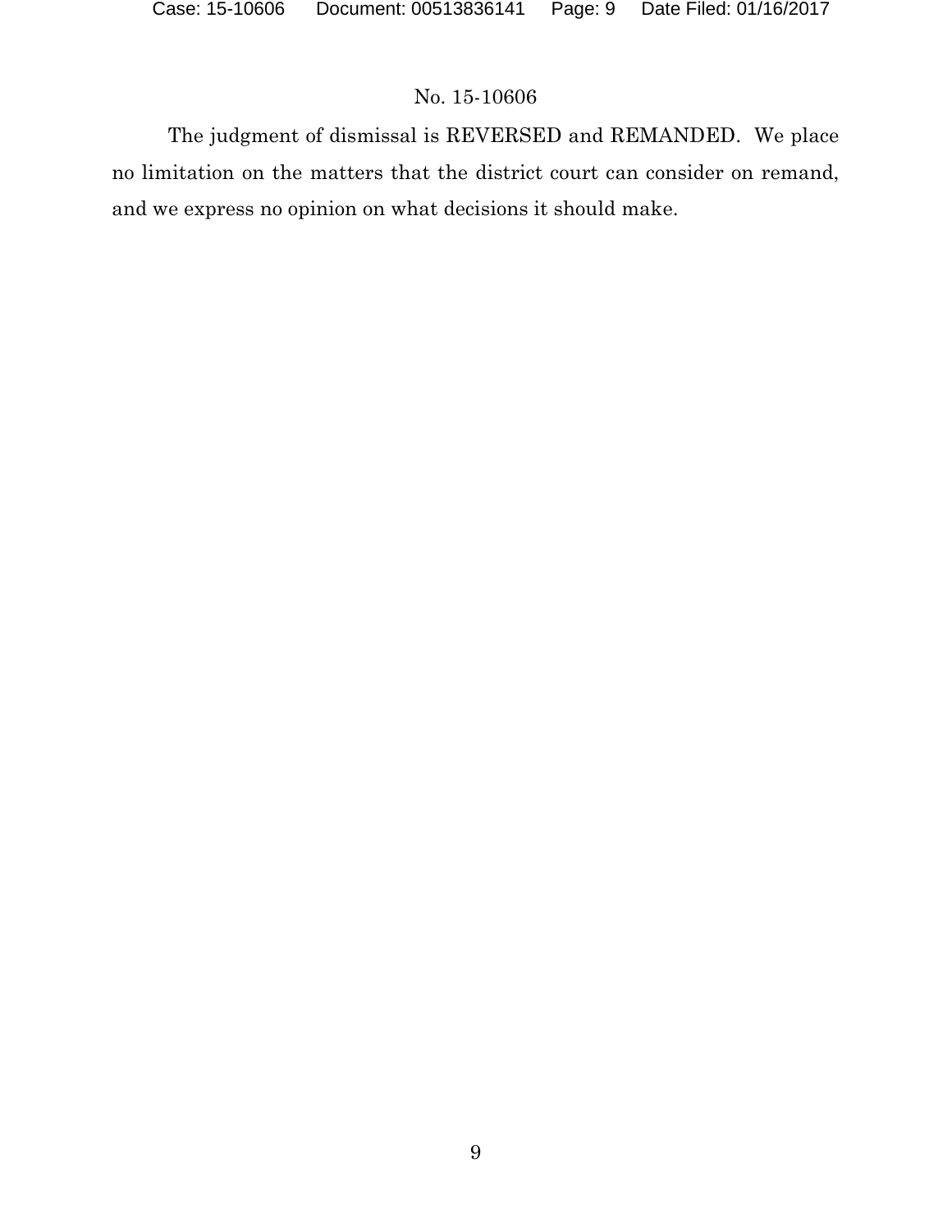The judgment of dismissal is REVERSED and REMANDED. We place no limitation on the matters that the district court can consider on remand, and we express no opinion on what decisions it should make.